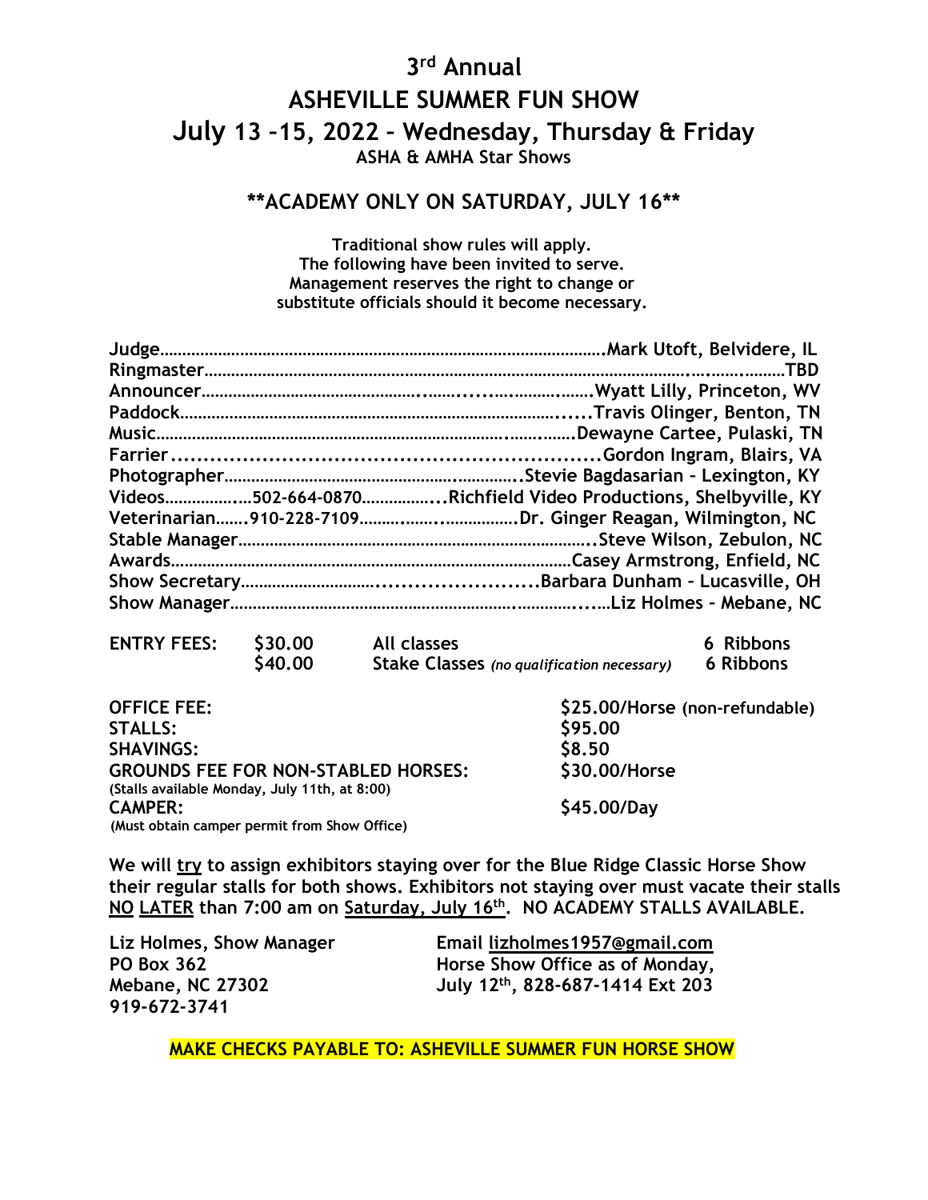# 3rd Annual

# ASHEVILLE SUMMER FUN SHOW

## July 13 –15, 2022 – Wednesday, Thursday & Friday

**ASHA & AMHA Star Shows**

### **ACADEMY ONLY ON SATURDAY, JULY 16**

**Traditional show rules will apply.**
**The following have been invited to serve.**
**Management reserves the right to change or substitute officials should it become necessary.**

**Judge**……………………………………………………………………….Mark Utoft, Belvidere, IL
**Ringmaster**………………………………………………………………………………………TBD
**Announcer**…………………………………………………………………Wyatt Lilly, Princeton, WV
**Paddock**…………………………………………………………………….....Travis Olinger, Benton, TN
**Music**…………………………………………………………………………Dewayne Cartee, Pulaski, TN
**Farrier**……………………………………………………………………Gordon Ingram, Blairs, VA
**Photographer**………………………………………………………..Stevie Bagdasarian – Lexington, KY
**Videos**………………502-664-0870……………...Richfield Video Productions, Shelbyville, KY
**Veterinarian**…….910-228-7109………………………Dr. Ginger Reagan, Wilmington, NC
**Stable Manager**………………………………………………………..Steve Wilson, Zebulon, NC
**Awards**…………………………………………………………………Casey Armstrong, Enfield, NC
**Show Secretary**……………………………………………Barbara Dunham – Lucasville, OH
**Show Manager**………………………………………………………..Liz Holmes – Mebane, NC

| ENTRY FEES: | $30.00 | All classes | 6 Ribbons |
|---|---|---|---|
| | $40.00 | Stake Classes *(no qualification necessary)* | 6 Ribbons |

| | |
|---|---|
| **OFFICE FEE:** | **$25.00/Horse** (non-refundable) |
| **STALLS:** | **$95.00** |
| **SHAVINGS:** | **$8.50** |
| **GROUNDS FEE FOR NON-STABLED HORSES:** (Stalls available Monday, July 11th, at 8:00) | **$30.00/Horse** |
| **CAMPER:** (Must obtain camper permit from Show Office) | **$45.00/Day** |

**We will try to assign exhibitors staying over for the Blue Ridge Classic Horse Show their regular stalls for both shows. Exhibitors not staying over must vacate their stalls NO LATER than 7:00 am on Saturday, July 16th. NO ACADEMY STALLS AVAILABLE.**

**Liz Holmes, Show Manager**
**PO Box 362**
**Mebane, NC 27302**
**919-672-3741**

**Email lizholmes1957@gmail.com**
**Horse Show Office as of Monday, July 12th, 828-687-1414 Ext 203**

**MAKE CHECKS PAYABLE TO: ASHEVILLE SUMMER FUN HORSE SHOW**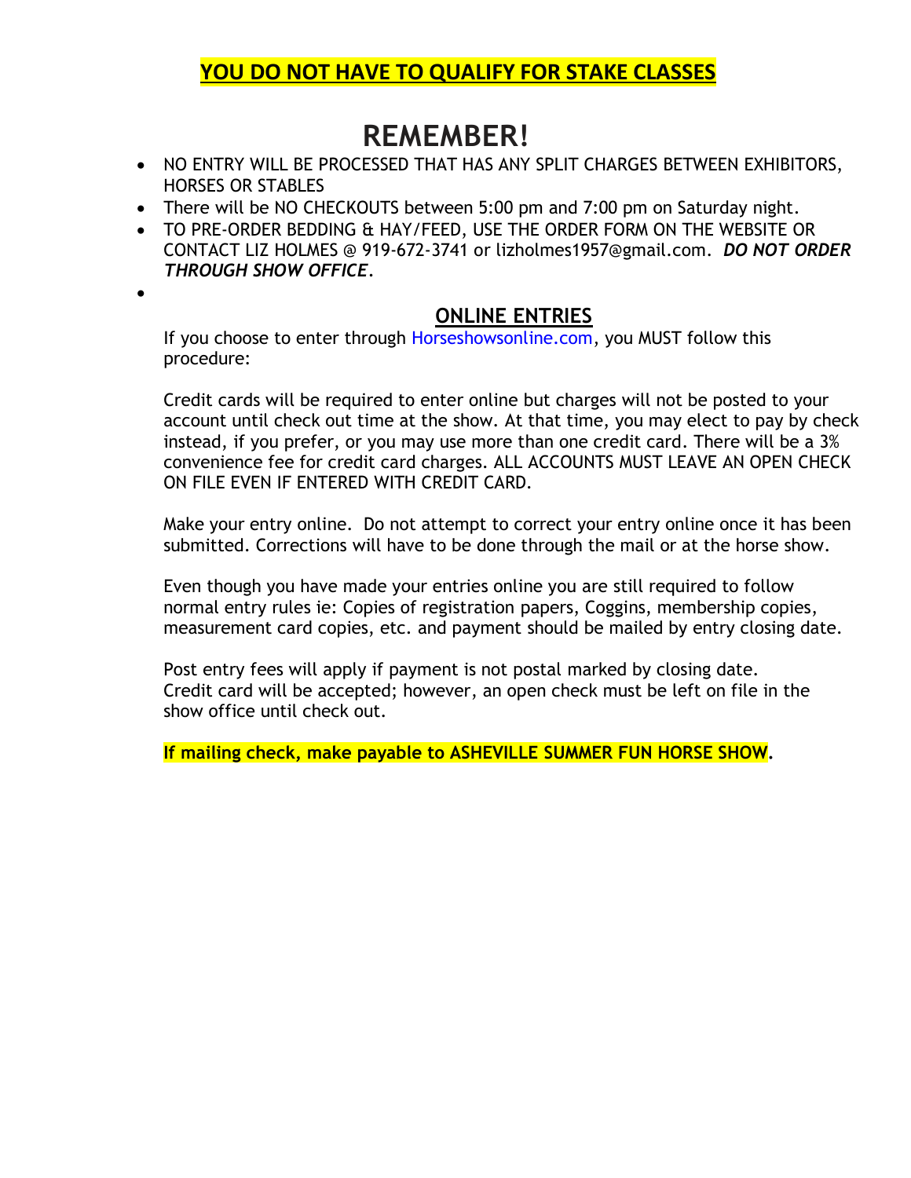**YOU DO NOT HAVE TO QUALIFY FOR STAKE CLASSES**

# REMEMBER!

- NO ENTRY WILL BE PROCESSED THAT HAS ANY SPLIT CHARGES BETWEEN EXHIBITORS, HORSES OR STABLES
- There will be NO CHECKOUTS between 5:00 pm and 7:00 pm on Saturday night.
- TO PRE-ORDER BEDDING & HAY/FEED, USE THE ORDER FORM ON THE WEBSITE OR CONTACT LIZ HOLMES @ 919-672-3741 or lizholmes1957@gmail.com. ***DO NOT ORDER THROUGH SHOW OFFICE***.

## ONLINE ENTRIES

If you choose to enter through Horseshowsonline.com, you MUST follow this procedure:

Credit cards will be required to enter online but charges will not be posted to your account until check out time at the show. At that time, you may elect to pay by check instead, if you prefer, or you may use more than one credit card. There will be a 3% convenience fee for credit card charges. ALL ACCOUNTS MUST LEAVE AN OPEN CHECK ON FILE EVEN IF ENTERED WITH CREDIT CARD.

Make your entry online. Do not attempt to correct your entry online once it has been submitted. Corrections will have to be done through the mail or at the horse show.

Even though you have made your entries online you are still required to follow normal entry rules ie: Copies of registration papers, Coggins, membership copies, measurement card copies, etc. and payment should be mailed by entry closing date.

Post entry fees will apply if payment is not postal marked by closing date. Credit card will be accepted; however, an open check must be left on file in the show office until check out.

**If mailing check, make payable to ASHEVILLE SUMMER FUN HORSE SHOW.**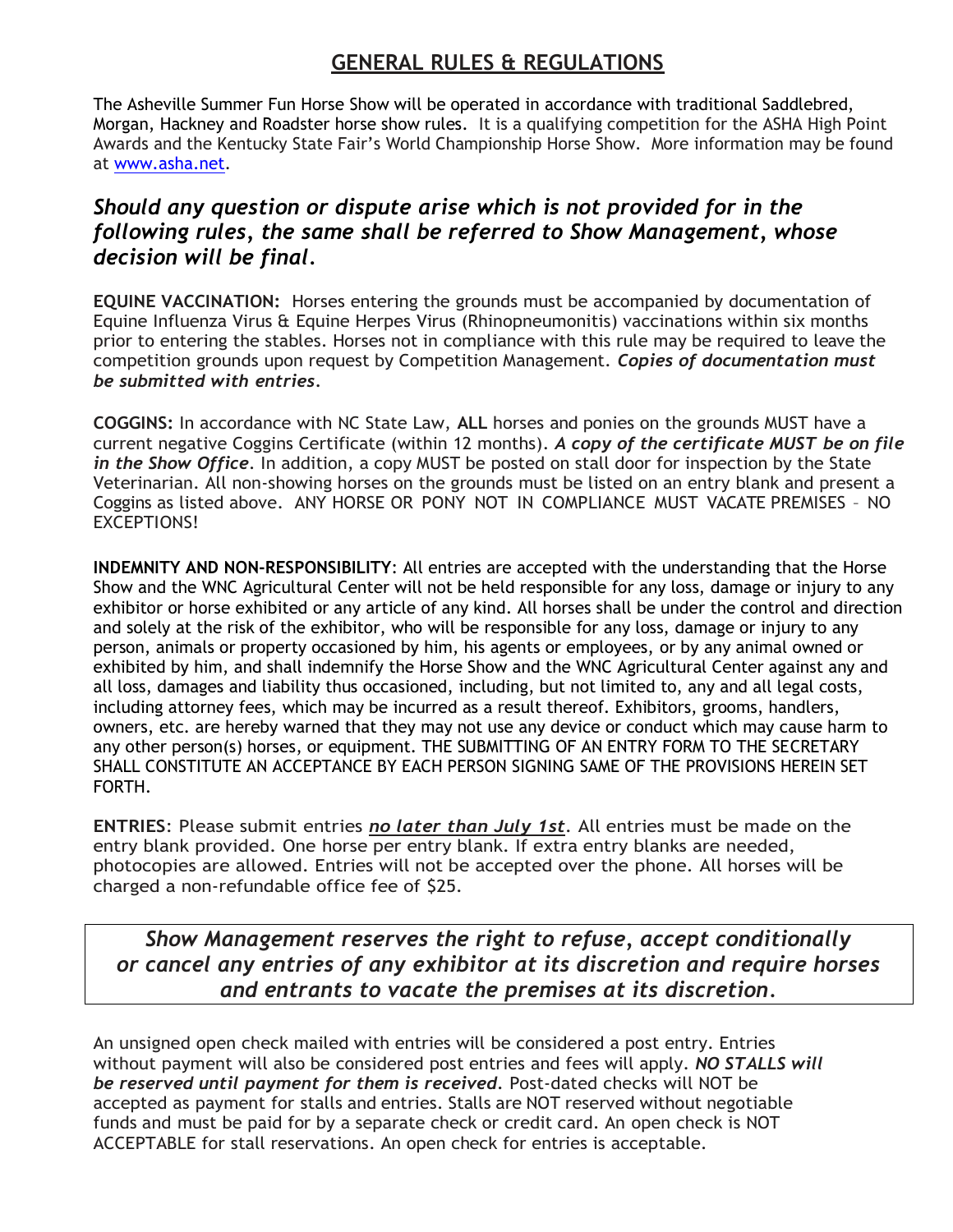## GENERAL RULES & REGULATIONS

The Asheville Summer Fun Horse Show will be operated in accordance with traditional Saddlebred, Morgan, Hackney and Roadster horse show rules. It is a qualifying competition for the ASHA High Point Awards and the Kentucky State Fair's World Championship Horse Show. More information may be found at www.asha.net.

### *Should any question or dispute arise which is not provided for in the following rules, the same shall be referred to Show Management, whose decision will be final.*

**EQUINE VACCINATION:** Horses entering the grounds must be accompanied by documentation of Equine Influenza Virus & Equine Herpes Virus (Rhinopneumonitis) vaccinations within six months prior to entering the stables. Horses not in compliance with this rule may be required to leave the competition grounds upon request by Competition Management. ***Copies of documentation must be submitted with entries.***

**COGGINS:** In accordance with NC State Law, **ALL** horses and ponies on the grounds MUST have a current negative Coggins Certificate (within 12 months). ***A copy of the certificate MUST be on file in the Show Office.*** In addition, a copy MUST be posted on stall door for inspection by the State Veterinarian. All non-showing horses on the grounds must be listed on an entry blank and present a Coggins as listed above. ANY HORSE OR PONY NOT IN COMPLIANCE MUST VACATE PREMISES – NO EXCEPTIONS!

**INDEMNITY AND NON-RESPONSIBILITY**: All entries are accepted with the understanding that the Horse Show and the WNC Agricultural Center will not be held responsible for any loss, damage or injury to any exhibitor or horse exhibited or any article of any kind. All horses shall be under the control and direction and solely at the risk of the exhibitor, who will be responsible for any loss, damage or injury to any person, animals or property occasioned by him, his agents or employees, or by any animal owned or exhibited by him, and shall indemnify the Horse Show and the WNC Agricultural Center against any and all loss, damages and liability thus occasioned, including, but not limited to, any and all legal costs, including attorney fees, which may be incurred as a result thereof. Exhibitors, grooms, handlers, owners, etc. are hereby warned that they may not use any device or conduct which may cause harm to any other person(s) horses, or equipment. THE SUBMITTING OF AN ENTRY FORM TO THE SECRETARY SHALL CONSTITUTE AN ACCEPTANCE BY EACH PERSON SIGNING SAME OF THE PROVISIONS HEREIN SET FORTH.

**ENTRIES**: Please submit entries ***no later than July 1st***. All entries must be made on the entry blank provided. One horse per entry blank. If extra entry blanks are needed, photocopies are allowed. Entries will not be accepted over the phone. All horses will be charged a non-refundable office fee of $25.

> ***Show Management reserves the right to refuse, accept conditionally or cancel any entries of any exhibitor at its discretion and require horses and entrants to vacate the premises at its discretion.***

An unsigned open check mailed with entries will be considered a post entry. Entries without payment will also be considered post entries and fees will apply. ***NO STALLS will be reserved until payment for them is received.*** Post-dated checks will NOT be accepted as payment for stalls and entries. Stalls are NOT reserved without negotiable funds and must be paid for by a separate check or credit card. An open check is NOT ACCEPTABLE for stall reservations. An open check for entries is acceptable.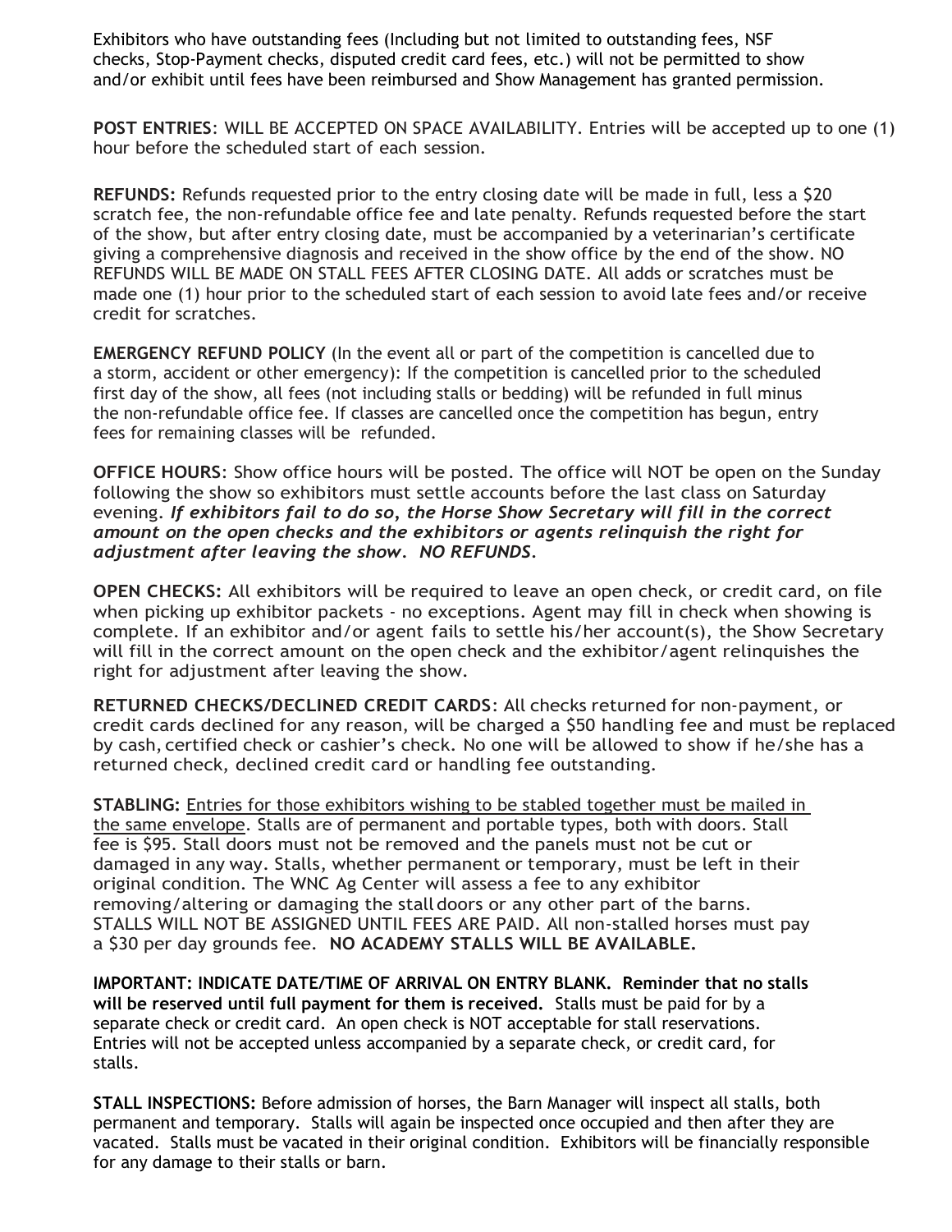Exhibitors who have outstanding fees (Including but not limited to outstanding fees, NSF checks, Stop-Payment checks, disputed credit card fees, etc.) will not be permitted to show and/or exhibit until fees have been reimbursed and Show Management has granted permission.

**POST ENTRIES**: WILL BE ACCEPTED ON SPACE AVAILABILITY. Entries will be accepted up to one (1) hour before the scheduled start of each session.

**REFUNDS:** Refunds requested prior to the entry closing date will be made in full, less a $20 scratch fee, the non-refundable office fee and late penalty. Refunds requested before the start of the show, but after entry closing date, must be accompanied by a veterinarian's certificate giving a comprehensive diagnosis and received in the show office by the end of the show. NO REFUNDS WILL BE MADE ON STALL FEES AFTER CLOSING DATE. All adds or scratches must be made one (1) hour prior to the scheduled start of each session to avoid late fees and/or receive credit for scratches.

**EMERGENCY REFUND POLICY** (In the event all or part of the competition is cancelled due to a storm, accident or other emergency): If the competition is cancelled prior to the scheduled first day of the show, all fees (not including stalls or bedding) will be refunded in full minus the non-refundable office fee. If classes are cancelled once the competition has begun, entry fees for remaining classes will be refunded.

**OFFICE HOURS**: Show office hours will be posted. The office will NOT be open on the Sunday following the show so exhibitors must settle accounts before the last class on Saturday evening. ***If exhibitors fail to do so, the Horse Show Secretary will fill in the correct amount on the open checks and the exhibitors or agents relinquish the right for adjustment after leaving the show. NO REFUNDS.***

**OPEN CHECKS:** All exhibitors will be required to leave an open check, or credit card, on file when picking up exhibitor packets - no exceptions. Agent may fill in check when showing is complete. If an exhibitor and/or agent fails to settle his/her account(s), the Show Secretary will fill in the correct amount on the open check and the exhibitor/agent relinquishes the right for adjustment after leaving the show.

**RETURNED CHECKS/DECLINED CREDIT CARDS**: All checks returned for non-payment, or credit cards declined for any reason, will be charged a $50 handling fee and must be replaced by cash, certified check or cashier's check. No one will be allowed to show if he/she has a returned check, declined credit card or handling fee outstanding.

**STABLING:** Entries for those exhibitors wishing to be stabled together must be mailed in the same envelope. Stalls are of permanent and portable types, both with doors. Stall fee is $95. Stall doors must not be removed and the panels must not be cut or damaged in any way. Stalls, whether permanent or temporary, must be left in their original condition. The WNC Ag Center will assess a fee to any exhibitor removing/altering or damaging the stall doors or any other part of the barns. STALLS WILL NOT BE ASSIGNED UNTIL FEES ARE PAID. All non-stalled horses must pay a $30 per day grounds fee. **NO ACADEMY STALLS WILL BE AVAILABLE.**

**IMPORTANT: INDICATE DATE/TIME OF ARRIVAL ON ENTRY BLANK. Reminder that no stalls will be reserved until full payment for them is received.** Stalls must be paid for by a separate check or credit card. An open check is NOT acceptable for stall reservations. Entries will not be accepted unless accompanied by a separate check, or credit card, for stalls.

**STALL INSPECTIONS:** Before admission of horses, the Barn Manager will inspect all stalls, both permanent and temporary. Stalls will again be inspected once occupied and then after they are vacated. Stalls must be vacated in their original condition. Exhibitors will be financially responsible for any damage to their stalls or barn.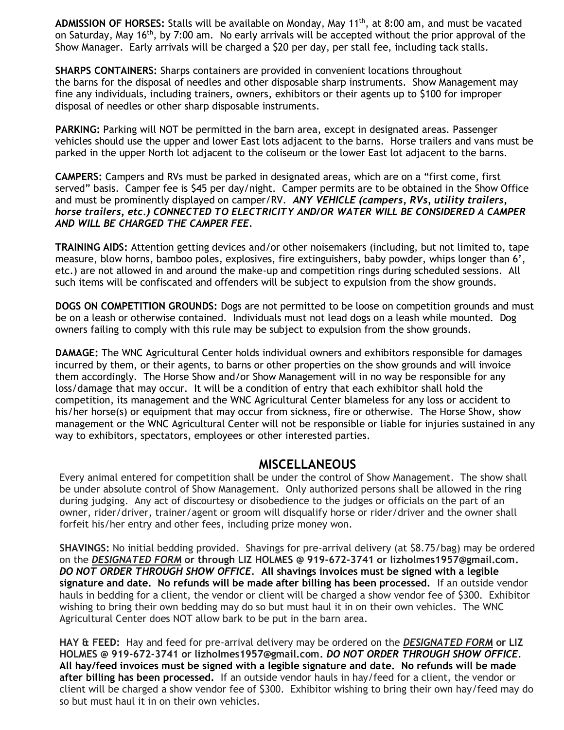**ADMISSION OF HORSES:** Stalls will be available on Monday, May 11th, at 8:00 am, and must be vacated on Saturday, May 16th, by 7:00 am. No early arrivals will be accepted without the prior approval of the Show Manager. Early arrivals will be charged a $20 per day, per stall fee, including tack stalls.

**SHARPS CONTAINERS:** Sharps containers are provided in convenient locations throughout the barns for the disposal of needles and other disposable sharp instruments. Show Management may fine any individuals, including trainers, owners, exhibitors or their agents up to $100 for improper disposal of needles or other sharp disposable instruments.

**PARKING:** Parking will NOT be permitted in the barn area, except in designated areas. Passenger vehicles should use the upper and lower East lots adjacent to the barns. Horse trailers and vans must be parked in the upper North lot adjacent to the coliseum or the lower East lot adjacent to the barns.

**CAMPERS:** Campers and RVs must be parked in designated areas, which are on a "first come, first served" basis. Camper fee is $45 per day/night. Camper permits are to be obtained in the Show Office and must be prominently displayed on camper/RV. ***ANY VEHICLE (campers, RVs, utility trailers, horse trailers, etc.) CONNECTED TO ELECTRICITY AND/OR WATER WILL BE CONSIDERED A CAMPER AND WILL BE CHARGED THE CAMPER FEE.***

**TRAINING AIDS:** Attention getting devices and/or other noisemakers (including, but not limited to, tape measure, blow horns, bamboo poles, explosives, fire extinguishers, baby powder, whips longer than 6', etc.) are not allowed in and around the make-up and competition rings during scheduled sessions. All such items will be confiscated and offenders will be subject to expulsion from the show grounds.

**DOGS ON COMPETITION GROUNDS:** Dogs are not permitted to be loose on competition grounds and must be on a leash or otherwise contained. Individuals must not lead dogs on a leash while mounted. Dog owners failing to comply with this rule may be subject to expulsion from the show grounds.

**DAMAGE:** The WNC Agricultural Center holds individual owners and exhibitors responsible for damages incurred by them, or their agents, to barns or other properties on the show grounds and will invoice them accordingly. The Horse Show and/or Show Management will in no way be responsible for any loss/damage that may occur. It will be a condition of entry that each exhibitor shall hold the competition, its management and the WNC Agricultural Center blameless for any loss or accident to his/her horse(s) or equipment that may occur from sickness, fire or otherwise. The Horse Show, show management or the WNC Agricultural Center will not be responsible or liable for injuries sustained in any way to exhibitors, spectators, employees or other interested parties.

## MISCELLANEOUS

Every animal entered for competition shall be under the control of Show Management. The show shall be under absolute control of Show Management. Only authorized persons shall be allowed in the ring during judging. Any act of discourtesy or disobedience to the judges or officials on the part of an owner, rider/driver, trainer/agent or groom will disqualify horse or rider/driver and the owner shall forfeit his/her entry and other fees, including prize money won.

**SHAVINGS:** No initial bedding provided. Shavings for pre-arrival delivery (at $8.75/bag) may be ordered on the ***DESIGNATED FORM*** **or through LIZ HOLMES @ 919-672-3741 or lizholmes1957@gmail.com.** ***DO NOT ORDER THROUGH SHOW OFFICE.*** **All shavings invoices must be signed with a legible signature and date. No refunds will be made after billing has been processed.** If an outside vendor hauls in bedding for a client, the vendor or client will be charged a show vendor fee of $300. Exhibitor wishing to bring their own bedding may do so but must haul it in on their own vehicles. The WNC Agricultural Center does NOT allow bark to be put in the barn area.

**HAY & FEED:** Hay and feed for pre-arrival delivery may be ordered on the ***DESIGNATED FORM*** **or LIZ HOLMES @ 919-672-3741 or lizholmes1957@gmail.com.** ***DO NOT ORDER THROUGH SHOW OFFICE.*** **All hay/feed invoices must be signed with a legible signature and date. No refunds will be made after billing has been processed.** If an outside vendor hauls in hay/feed for a client, the vendor or client will be charged a show vendor fee of $300. Exhibitor wishing to bring their own hay/feed may do so but must haul it in on their own vehicles.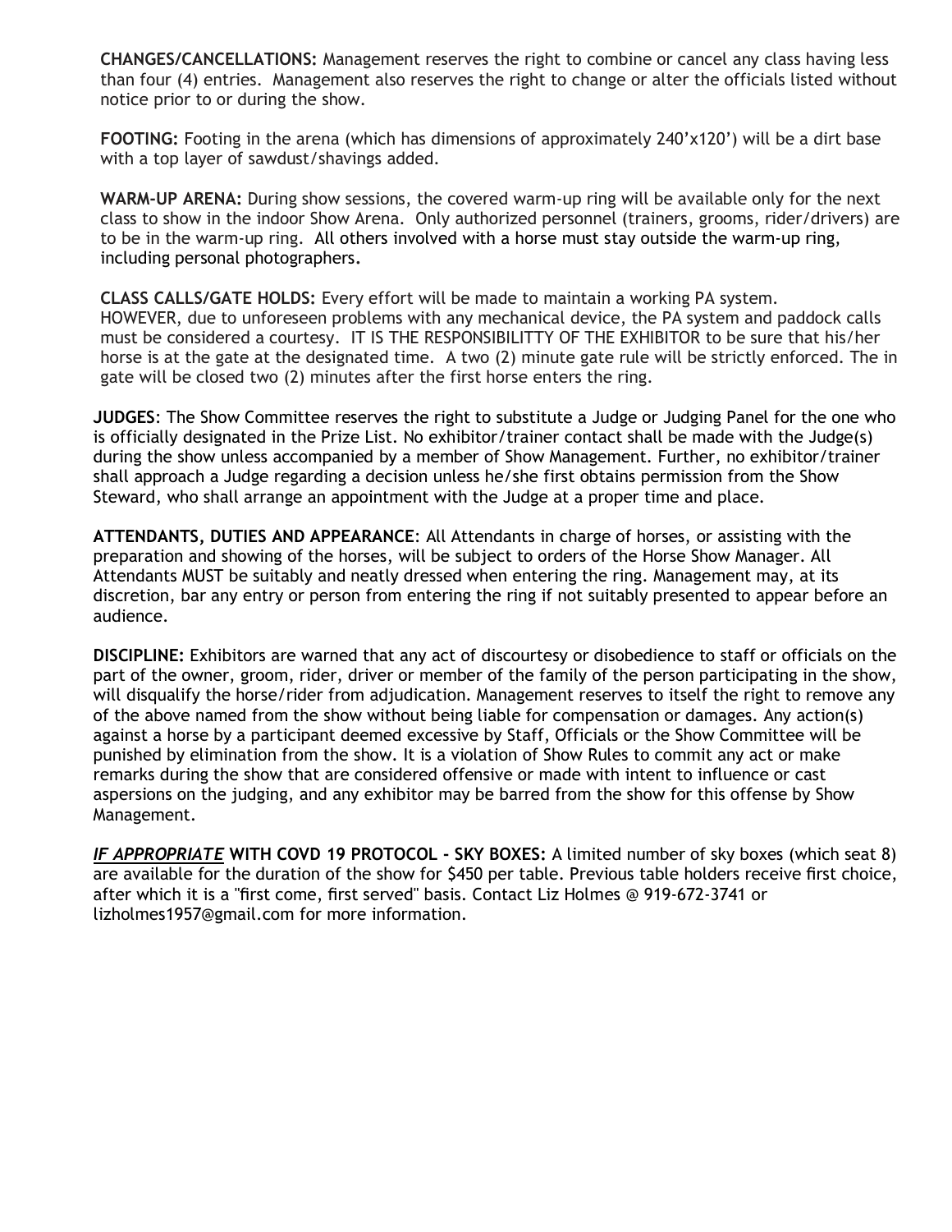**CHANGES/CANCELLATIONS:** Management reserves the right to combine or cancel any class having less than four (4) entries. Management also reserves the right to change or alter the officials listed without notice prior to or during the show.

**FOOTING:** Footing in the arena (which has dimensions of approximately 240'x120') will be a dirt base with a top layer of sawdust/shavings added.

**WARM-UP ARENA:** During show sessions, the covered warm-up ring will be available only for the next class to show in the indoor Show Arena. Only authorized personnel (trainers, grooms, rider/drivers) are to be in the warm-up ring. All others involved with a horse must stay outside the warm-up ring, including personal photographers.

**CLASS CALLS/GATE HOLDS:** Every effort will be made to maintain a working PA system. HOWEVER, due to unforeseen problems with any mechanical device, the PA system and paddock calls must be considered a courtesy. IT IS THE RESPONSIBILITTY OF THE EXHIBITOR to be sure that his/her horse is at the gate at the designated time. A two (2) minute gate rule will be strictly enforced. The in gate will be closed two (2) minutes after the first horse enters the ring.

**JUDGES**: The Show Committee reserves the right to substitute a Judge or Judging Panel for the one who is officially designated in the Prize List. No exhibitor/trainer contact shall be made with the Judge(s) during the show unless accompanied by a member of Show Management. Further, no exhibitor/trainer shall approach a Judge regarding a decision unless he/she first obtains permission from the Show Steward, who shall arrange an appointment with the Judge at a proper time and place.

**ATTENDANTS, DUTIES AND APPEARANCE**: All Attendants in charge of horses, or assisting with the preparation and showing of the horses, will be subject to orders of the Horse Show Manager. All Attendants MUST be suitably and neatly dressed when entering the ring. Management may, at its discretion, bar any entry or person from entering the ring if not suitably presented to appear before an audience.

**DISCIPLINE:** Exhibitors are warned that any act of discourtesy or disobedience to staff or officials on the part of the owner, groom, rider, driver or member of the family of the person participating in the show, will disqualify the horse/rider from adjudication. Management reserves to itself the right to remove any of the above named from the show without being liable for compensation or damages. Any action(s) against a horse by a participant deemed excessive by Staff, Officials or the Show Committee will be punished by elimination from the show. It is a violation of Show Rules to commit any act or make remarks during the show that are considered offensive or made with intent to influence or cast aspersions on the judging, and any exhibitor may be barred from the show for this offense by Show Management.

***IF APPROPRIATE*** **WITH COVD 19 PROTOCOL - SKY BOXES:** A limited number of sky boxes (which seat 8) are available for the duration of the show for $450 per table. Previous table holders receive first choice, after which it is a "first come, first served" basis. Contact Liz Holmes @ 919-672-3741 or lizholmes1957@gmail.com for more information.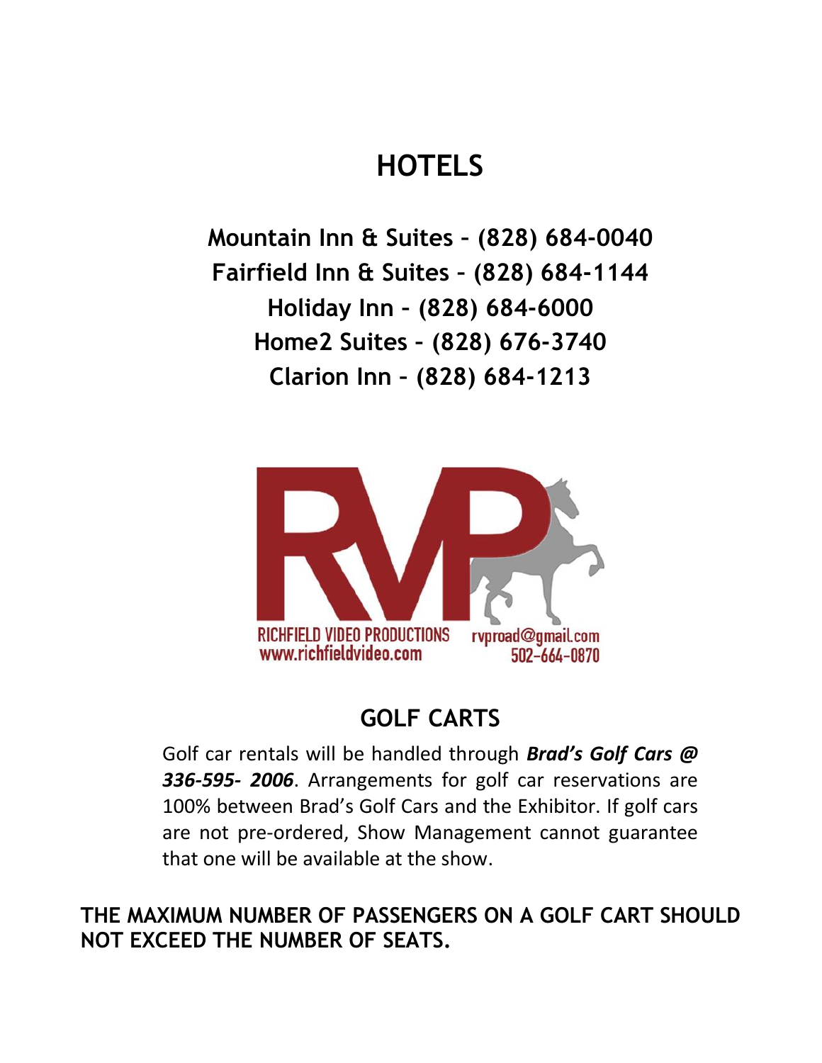# HOTELS

**Mountain Inn & Suites – (828) 684-0040**
**Fairfield Inn & Suites – (828) 684-1144**
**Holiday Inn – (828) 684-6000**
**Home2 Suites – (828) 676-3740**
**Clarion Inn – (828) 684-1213**

RICHFIELD VIDEO PRODUCTIONS
www.richfieldvideo.com
rvproad@gmail.com
502-664-0870

## GOLF CARTS

Golf car rentals will be handled through ***Brad's Golf Cars @ 336-595- 2006***. Arrangements for golf car reservations are 100% between Brad's Golf Cars and the Exhibitor. If golf cars are not pre-ordered, Show Management cannot guarantee that one will be available at the show.

**THE MAXIMUM NUMBER OF PASSENGERS ON A GOLF CART SHOULD NOT EXCEED THE NUMBER OF SEATS.**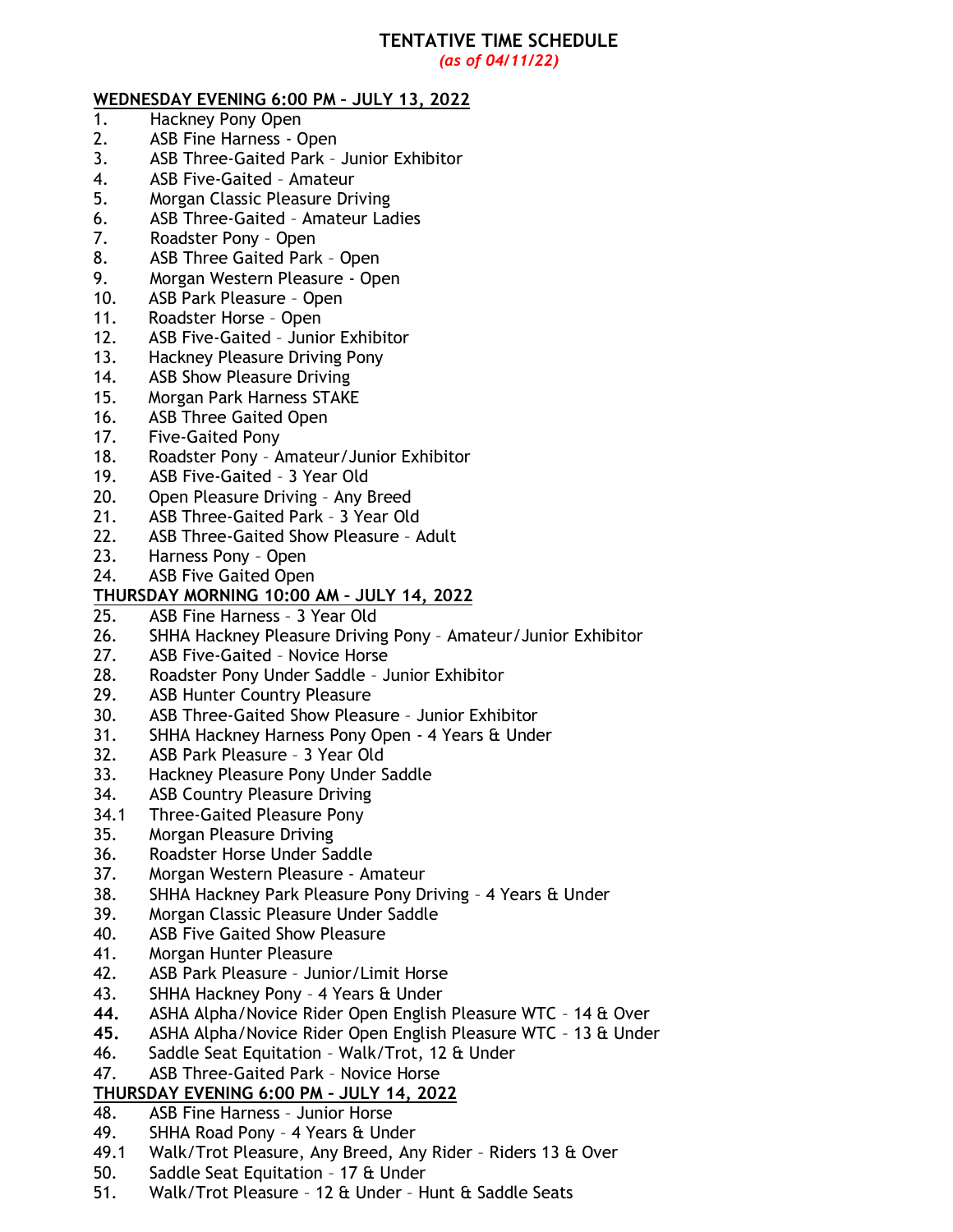# TENTATIVE TIME SCHEDULE

*(as of 04/11/22)*

**WEDNESDAY EVENING 6:00 PM – JULY 13, 2022**

1. Hackney Pony Open
2. ASB Fine Harness - Open
3. ASB Three-Gaited Park – Junior Exhibitor
4. ASB Five-Gaited – Amateur
5. Morgan Classic Pleasure Driving
6. ASB Three-Gaited – Amateur Ladies
7. Roadster Pony – Open
8. ASB Three Gaited Park – Open
9. Morgan Western Pleasure - Open
10. ASB Park Pleasure – Open
11. Roadster Horse – Open
12. ASB Five-Gaited – Junior Exhibitor
13. Hackney Pleasure Driving Pony
14. ASB Show Pleasure Driving
15. Morgan Park Harness STAKE
16. ASB Three Gaited Open
17. Five-Gaited Pony
18. Roadster Pony – Amateur/Junior Exhibitor
19. ASB Five-Gaited – 3 Year Old
20. Open Pleasure Driving – Any Breed
21. ASB Three-Gaited Park – 3 Year Old
22. ASB Three-Gaited Show Pleasure – Adult
23. Harness Pony – Open
24. ASB Five Gaited Open

**THURSDAY MORNING 10:00 AM – JULY 14, 2022**

25. ASB Fine Harness – 3 Year Old
26. SHHA Hackney Pleasure Driving Pony – Amateur/Junior Exhibitor
27. ASB Five-Gaited – Novice Horse
28. Roadster Pony Under Saddle – Junior Exhibitor
29. ASB Hunter Country Pleasure
30. ASB Three-Gaited Show Pleasure – Junior Exhibitor
31. SHHA Hackney Harness Pony Open - 4 Years & Under
32. ASB Park Pleasure – 3 Year Old
33. Hackney Pleasure Pony Under Saddle
34. ASB Country Pleasure Driving

34.1 Three-Gaited Pleasure Pony

35. Morgan Pleasure Driving
36. Roadster Horse Under Saddle
37. Morgan Western Pleasure - Amateur
38. SHHA Hackney Park Pleasure Pony Driving – 4 Years & Under
39. Morgan Classic Pleasure Under Saddle
40. ASB Five Gaited Show Pleasure
41. Morgan Hunter Pleasure
42. ASB Park Pleasure – Junior/Limit Horse
43. SHHA Hackney Pony – 4 Years & Under
44. ASHA Alpha/Novice Rider Open English Pleasure WTC – 14 & Over
45. ASHA Alpha/Novice Rider Open English Pleasure WTC – 13 & Under
46. Saddle Seat Equitation – Walk/Trot, 12 & Under
47. ASB Three-Gaited Park – Novice Horse

**THURSDAY EVENING 6:00 PM – JULY 14, 2022**

48. ASB Fine Harness – Junior Horse
49. SHHA Road Pony – 4 Years & Under

49.1 Walk/Trot Pleasure, Any Breed, Any Rider – Riders 13 & Over

50. Saddle Seat Equitation – 17 & Under
51. Walk/Trot Pleasure – 12 & Under – Hunt & Saddle Seats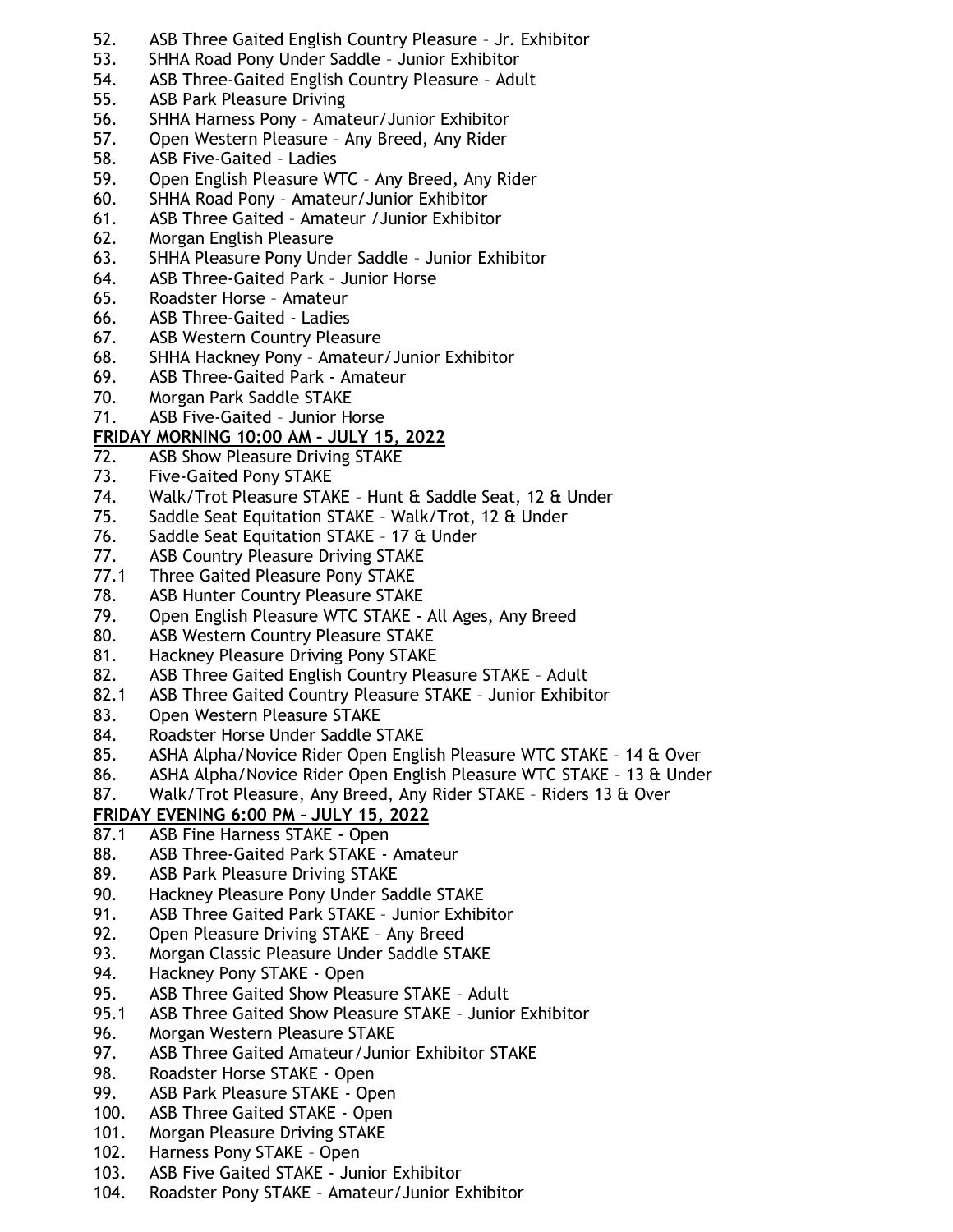52. ASB Three Gaited English Country Pleasure – Jr. Exhibitor
53. SHHA Road Pony Under Saddle – Junior Exhibitor
54. ASB Three-Gaited English Country Pleasure – Adult
55. ASB Park Pleasure Driving
56. SHHA Harness Pony – Amateur/Junior Exhibitor
57. Open Western Pleasure – Any Breed, Any Rider
58. ASB Five-Gaited – Ladies
59. Open English Pleasure WTC – Any Breed, Any Rider
60. SHHA Road Pony – Amateur/Junior Exhibitor
61. ASB Three Gaited – Amateur /Junior Exhibitor
62. Morgan English Pleasure
63. SHHA Pleasure Pony Under Saddle – Junior Exhibitor
64. ASB Three-Gaited Park – Junior Horse
65. Roadster Horse – Amateur
66. ASB Three-Gaited - Ladies
67. ASB Western Country Pleasure
68. SHHA Hackney Pony – Amateur/Junior Exhibitor
69. ASB Three-Gaited Park - Amateur
70. Morgan Park Saddle STAKE
71. ASB Five-Gaited – Junior Horse

**FRIDAY MORNING 10:00 AM – JULY 15, 2022**

72. ASB Show Pleasure Driving STAKE
73. Five-Gaited Pony STAKE
74. Walk/Trot Pleasure STAKE – Hunt & Saddle Seat, 12 & Under
75. Saddle Seat Equitation STAKE – Walk/Trot, 12 & Under
76. Saddle Seat Equitation STAKE – 17 & Under
77. ASB Country Pleasure Driving STAKE

77.1 Three Gaited Pleasure Pony STAKE

78. ASB Hunter Country Pleasure STAKE
79. Open English Pleasure WTC STAKE - All Ages, Any Breed
80. ASB Western Country Pleasure STAKE
81. Hackney Pleasure Driving Pony STAKE
82. ASB Three Gaited English Country Pleasure STAKE – Adult

82.1 ASB Three Gaited Country Pleasure STAKE – Junior Exhibitor

83. Open Western Pleasure STAKE
84. Roadster Horse Under Saddle STAKE
85. ASHA Alpha/Novice Rider Open English Pleasure WTC STAKE – 14 & Over
86. ASHA Alpha/Novice Rider Open English Pleasure WTC STAKE – 13 & Under
87. Walk/Trot Pleasure, Any Breed, Any Rider STAKE – Riders 13 & Over

**FRIDAY EVENING 6:00 PM – JULY 15, 2022**

87.1 ASB Fine Harness STAKE - Open

88. ASB Three-Gaited Park STAKE - Amateur
89. ASB Park Pleasure Driving STAKE
90. Hackney Pleasure Pony Under Saddle STAKE
91. ASB Three Gaited Park STAKE – Junior Exhibitor
92. Open Pleasure Driving STAKE – Any Breed
93. Morgan Classic Pleasure Under Saddle STAKE
94. Hackney Pony STAKE - Open
95. ASB Three Gaited Show Pleasure STAKE – Adult

95.1 ASB Three Gaited Show Pleasure STAKE – Junior Exhibitor

96. Morgan Western Pleasure STAKE
97. ASB Three Gaited Amateur/Junior Exhibitor STAKE
98. Roadster Horse STAKE - Open
99. ASB Park Pleasure STAKE - Open
100. ASB Three Gaited STAKE - Open
101. Morgan Pleasure Driving STAKE
102. Harness Pony STAKE – Open
103. ASB Five Gaited STAKE - Junior Exhibitor
104. Roadster Pony STAKE – Amateur/Junior Exhibitor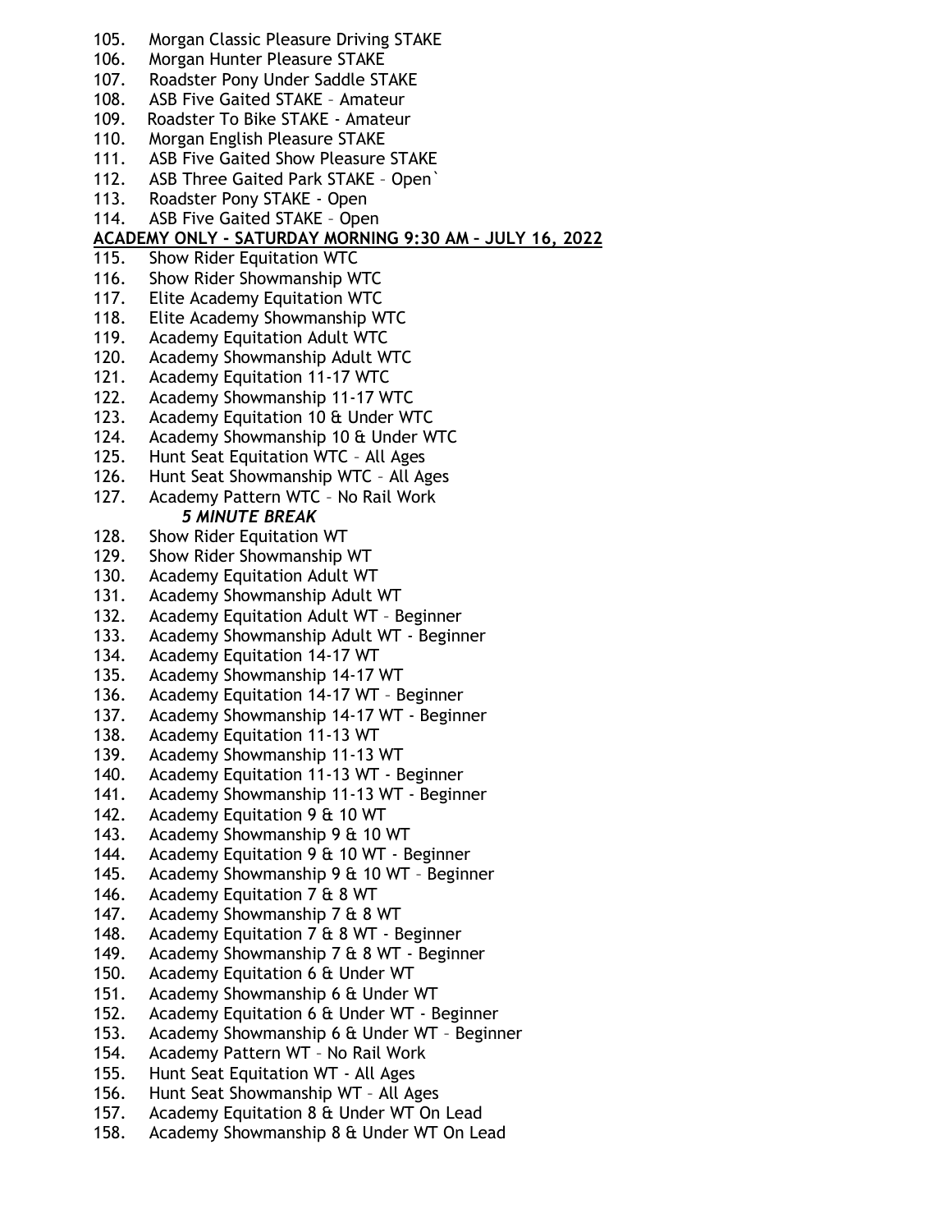105. Morgan Classic Pleasure Driving STAKE
106. Morgan Hunter Pleasure STAKE
107. Roadster Pony Under Saddle STAKE
108. ASB Five Gaited STAKE – Amateur
109. Roadster To Bike STAKE - Amateur
110. Morgan English Pleasure STAKE
111. ASB Five Gaited Show Pleasure STAKE
112. ASB Three Gaited Park STAKE – Open`
113. Roadster Pony STAKE - Open
114. ASB Five Gaited STAKE – Open

**ACADEMY ONLY - SATURDAY MORNING 9:30 AM – JULY 16, 2022**

115. Show Rider Equitation WTC
116. Show Rider Showmanship WTC
117. Elite Academy Equitation WTC
118. Elite Academy Showmanship WTC
119. Academy Equitation Adult WTC
120. Academy Showmanship Adult WTC
121. Academy Equitation 11-17 WTC
122. Academy Showmanship 11-17 WTC
123. Academy Equitation 10 & Under WTC
124. Academy Showmanship 10 & Under WTC
125. Hunt Seat Equitation WTC – All Ages
126. Hunt Seat Showmanship WTC – All Ages
127. Academy Pattern WTC – No Rail Work

***5 MINUTE BREAK***

128. Show Rider Equitation WT
129. Show Rider Showmanship WT
130. Academy Equitation Adult WT
131. Academy Showmanship Adult WT
132. Academy Equitation Adult WT – Beginner
133. Academy Showmanship Adult WT - Beginner
134. Academy Equitation 14-17 WT
135. Academy Showmanship 14-17 WT
136. Academy Equitation 14-17 WT – Beginner
137. Academy Showmanship 14-17 WT - Beginner
138. Academy Equitation 11-13 WT
139. Academy Showmanship 11-13 WT
140. Academy Equitation 11-13 WT - Beginner
141. Academy Showmanship 11-13 WT - Beginner
142. Academy Equitation 9 & 10 WT
143. Academy Showmanship 9 & 10 WT
144. Academy Equitation 9 & 10 WT - Beginner
145. Academy Showmanship 9 & 10 WT – Beginner
146. Academy Equitation 7 & 8 WT
147. Academy Showmanship 7 & 8 WT
148. Academy Equitation 7 & 8 WT - Beginner
149. Academy Showmanship 7 & 8 WT - Beginner
150. Academy Equitation 6 & Under WT
151. Academy Showmanship 6 & Under WT
152. Academy Equitation 6 & Under WT - Beginner
153. Academy Showmanship 6 & Under WT – Beginner
154. Academy Pattern WT – No Rail Work
155. Hunt Seat Equitation WT - All Ages
156. Hunt Seat Showmanship WT – All Ages
157. Academy Equitation 8 & Under WT On Lead
158. Academy Showmanship 8 & Under WT On Lead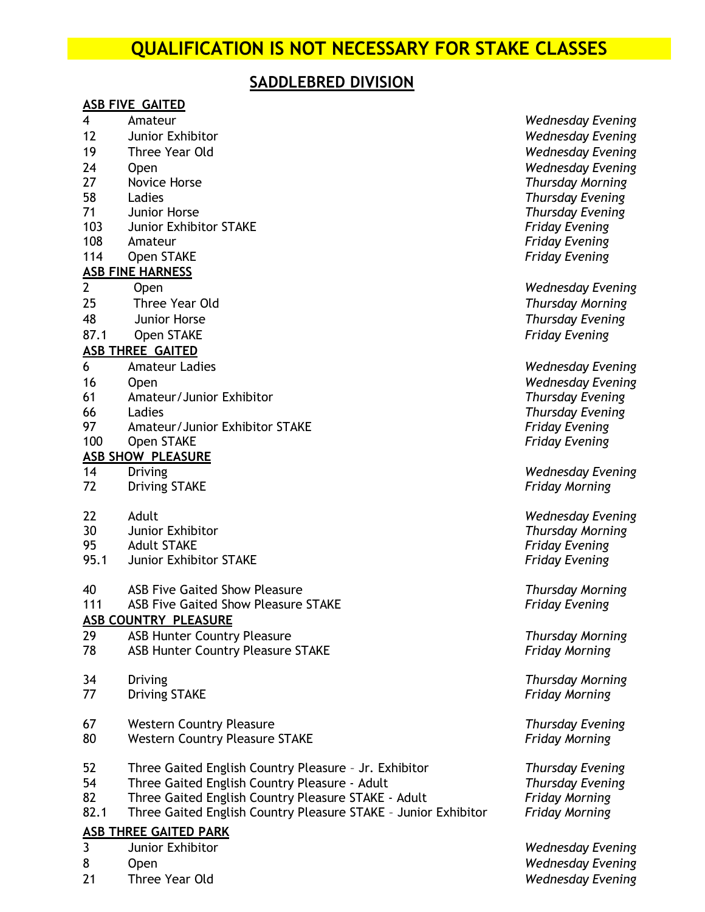## QUALIFICATION IS NOT NECESSARY FOR STAKE CLASSES

## SADDLEBRED DIVISION

**ASB FIVE GAITED**

| | | |
|---|---|---|
| 4 | Amateur | *Wednesday Evening* |
| 12 | Junior Exhibitor | *Wednesday Evening* |
| 19 | Three Year Old | *Wednesday Evening* |
| 24 | Open | *Wednesday Evening* |
| 27 | Novice Horse | *Thursday Morning* |
| 58 | Ladies | *Thursday Evening* |
| 71 | Junior Horse | *Thursday Evening* |
| 103 | Junior Exhibitor STAKE | *Friday Evening* |
| 108 | Amateur | *Friday Evening* |
| 114 | Open STAKE | *Friday Evening* |

**ASB FINE HARNESS**

| | | |
|---|---|---|
| 2 | Open | *Wednesday Evening* |
| 25 | Three Year Old | *Thursday Morning* |
| 48 | Junior Horse | *Thursday Evening* |
| 87.1 | Open STAKE | *Friday Evening* |

**ASB THREE GAITED**

| | | |
|---|---|---|
| 6 | Amateur Ladies | *Wednesday Evening* |
| 16 | Open | *Wednesday Evening* |
| 61 | Amateur/Junior Exhibitor | *Thursday Evening* |
| 66 | Ladies | *Thursday Evening* |
| 97 | Amateur/Junior Exhibitor STAKE | *Friday Evening* |
| 100 | Open STAKE | *Friday Evening* |

**ASB SHOW PLEASURE**

| | | |
|---|---|---|
| 14 | Driving | *Wednesday Evening* |
| 72 | Driving STAKE | *Friday Morning* |
| | | |
| 22 | Adult | *Wednesday Evening* |
| 30 | Junior Exhibitor | *Thursday Morning* |
| 95 | Adult STAKE | *Friday Evening* |
| 95.1 | Junior Exhibitor STAKE | *Friday Evening* |
| | | |
| 40 | ASB Five Gaited Show Pleasure | *Thursday Morning* |
| 111 | ASB Five Gaited Show Pleasure STAKE | *Friday Evening* |

**ASB COUNTRY PLEASURE**

| | | |
|---|---|---|
| 29 | ASB Hunter Country Pleasure | *Thursday Morning* |
| 78 | ASB Hunter Country Pleasure STAKE | *Friday Morning* |
| | | |
| 34 | Driving | *Thursday Morning* |
| 77 | Driving STAKE | *Friday Morning* |
| | | |
| 67 | Western Country Pleasure | *Thursday Evening* |
| 80 | Western Country Pleasure STAKE | *Friday Morning* |
| | | |
| 52 | Three Gaited English Country Pleasure – Jr. Exhibitor | *Thursday Evening* |
| 54 | Three Gaited English Country Pleasure - Adult | *Thursday Evening* |
| 82 | Three Gaited English Country Pleasure STAKE - Adult | *Friday Morning* |
| 82.1 | Three Gaited English Country Pleasure STAKE – Junior Exhibitor | *Friday Morning* |

**ASB THREE GAITED PARK**

| | | |
|---|---|---|
| 3 | Junior Exhibitor | *Wednesday Evening* |
| 8 | Open | *Wednesday Evening* |
| 21 | Three Year Old | *Wednesday Evening* |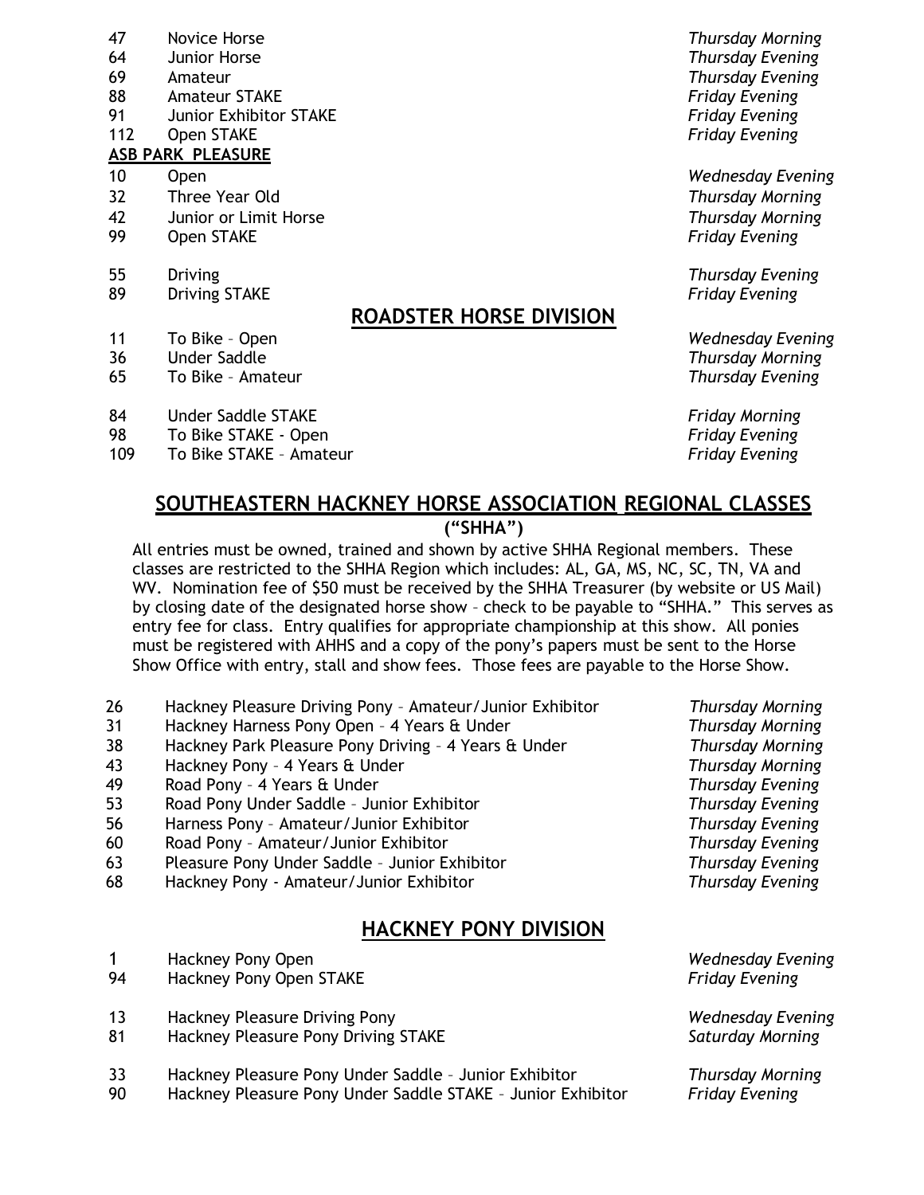| | | |
|---|---|---|
| 47 | Novice Horse | *Thursday Morning* |
| 64 | Junior Horse | *Thursday Evening* |
| 69 | Amateur | *Thursday Evening* |
| 88 | Amateur STAKE | *Friday Evening* |
| 91 | Junior Exhibitor STAKE | *Friday Evening* |
| 112 | Open STAKE | *Friday Evening* |

**ASB PARK PLEASURE**

| | | |
|---|---|---|
| 10 | Open | *Wednesday Evening* |
| 32 | Three Year Old | *Thursday Morning* |
| 42 | Junior or Limit Horse | *Thursday Morning* |
| 99 | Open STAKE | *Friday Evening* |
| 55 | Driving | *Thursday Evening* |
| 89 | Driving STAKE | *Friday Evening* |

## ROADSTER HORSE DIVISION

| | | |
|---|---|---|
| 11 | To Bike – Open | *Wednesday Evening* |
| 36 | Under Saddle | *Thursday Morning* |
| 65 | To Bike – Amateur | *Thursday Evening* |
| 84 | Under Saddle STAKE | *Friday Morning* |
| 98 | To Bike STAKE - Open | *Friday Evening* |
| 109 | To Bike STAKE – Amateur | *Friday Evening* |

## SOUTHEASTERN HACKNEY HORSE ASSOCIATION REGIONAL CLASSES

**("SHHA")**

All entries must be owned, trained and shown by active SHHA Regional members. These classes are restricted to the SHHA Region which includes: AL, GA, MS, NC, SC, TN, VA and WV. Nomination fee of $50 must be received by the SHHA Treasurer (by website or US Mail) by closing date of the designated horse show – check to be payable to "SHHA." This serves as entry fee for class. Entry qualifies for appropriate championship at this show. All ponies must be registered with AHHS and a copy of the pony's papers must be sent to the Horse Show Office with entry, stall and show fees. Those fees are payable to the Horse Show.

| | | |
|---|---|---|
| 26 | Hackney Pleasure Driving Pony – Amateur/Junior Exhibitor | *Thursday Morning* |
| 31 | Hackney Harness Pony Open – 4 Years & Under | *Thursday Morning* |
| 38 | Hackney Park Pleasure Pony Driving – 4 Years & Under | *Thursday Morning* |
| 43 | Hackney Pony – 4 Years & Under | *Thursday Morning* |
| 49 | Road Pony – 4 Years & Under | *Thursday Evening* |
| 53 | Road Pony Under Saddle – Junior Exhibitor | *Thursday Evening* |
| 56 | Harness Pony – Amateur/Junior Exhibitor | *Thursday Evening* |
| 60 | Road Pony – Amateur/Junior Exhibitor | *Thursday Evening* |
| 63 | Pleasure Pony Under Saddle – Junior Exhibitor | *Thursday Evening* |
| 68 | Hackney Pony - Amateur/Junior Exhibitor | *Thursday Evening* |

## HACKNEY PONY DIVISION

| | | |
|---|---|---|
| 1 | Hackney Pony Open | *Wednesday Evening* |
| 94 | Hackney Pony Open STAKE | *Friday Evening* |
| 13 | Hackney Pleasure Driving Pony | *Wednesday Evening* |
| 81 | Hackney Pleasure Pony Driving STAKE | *Saturday Morning* |
| 33 | Hackney Pleasure Pony Under Saddle – Junior Exhibitor | *Thursday Morning* |
| 90 | Hackney Pleasure Pony Under Saddle STAKE – Junior Exhibitor | *Friday Evening* |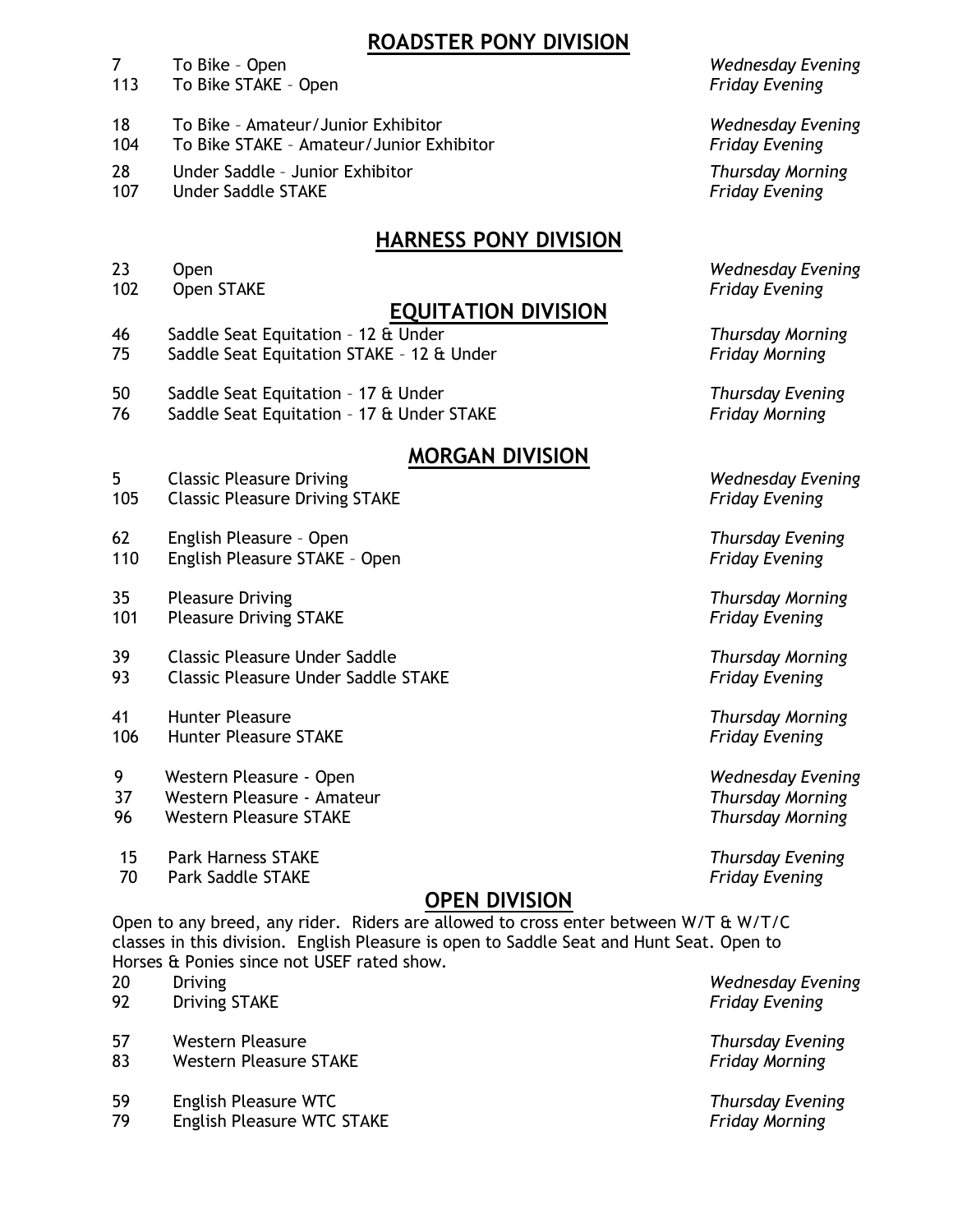## ROADSTER PONY DIVISION

| | | |
|---|---|---|
| 7 | To Bike – Open | *Wednesday Evening* |
| 113 | To Bike STAKE – Open | *Friday Evening* |
| 18 | To Bike – Amateur/Junior Exhibitor | *Wednesday Evening* |
| 104 | To Bike STAKE – Amateur/Junior Exhibitor | *Friday Evening* |
| 28 | Under Saddle – Junior Exhibitor | *Thursday Morning* |
| 107 | Under Saddle STAKE | *Friday Evening* |

## HARNESS PONY DIVISION

| | | |
|---|---|---|
| 23 | Open | *Wednesday Evening* |
| 102 | Open STAKE | *Friday Evening* |

## EQUITATION DIVISION

| | | |
|---|---|---|
| 46 | Saddle Seat Equitation – 12 & Under | *Thursday Morning* |
| 75 | Saddle Seat Equitation STAKE – 12 & Under | *Friday Morning* |
| 50 | Saddle Seat Equitation – 17 & Under | *Thursday Evening* |
| 76 | Saddle Seat Equitation – 17 & Under STAKE | *Friday Morning* |

## MORGAN DIVISION

| | | |
|---|---|---|
| 5 | Classic Pleasure Driving | *Wednesday Evening* |
| 105 | Classic Pleasure Driving STAKE | *Friday Evening* |
| 62 | English Pleasure – Open | *Thursday Evening* |
| 110 | English Pleasure STAKE – Open | *Friday Evening* |
| 35 | Pleasure Driving | *Thursday Morning* |
| 101 | Pleasure Driving STAKE | *Friday Evening* |
| 39 | Classic Pleasure Under Saddle | *Thursday Morning* |
| 93 | Classic Pleasure Under Saddle STAKE | *Friday Evening* |
| 41 | Hunter Pleasure | *Thursday Morning* |
| 106 | Hunter Pleasure STAKE | *Friday Evening* |
| 9 | Western Pleasure - Open | *Wednesday Evening* |
| 37 | Western Pleasure - Amateur | *Thursday Morning* |
| 96 | Western Pleasure STAKE | *Thursday Morning* |
| 15 | Park Harness STAKE | *Thursday Evening* |
| 70 | Park Saddle STAKE | *Friday Evening* |

## OPEN DIVISION

Open to any breed, any rider. Riders are allowed to cross enter between W/T & W/T/C classes in this division. English Pleasure is open to Saddle Seat and Hunt Seat. Open to Horses & Ponies since not USEF rated show.

| | | |
|---|---|---|
| 20 | Driving | *Wednesday Evening* |
| 92 | Driving STAKE | *Friday Evening* |
| 57 | Western Pleasure | *Thursday Evening* |
| 83 | Western Pleasure STAKE | *Friday Morning* |
| 59 | English Pleasure WTC | *Thursday Evening* |
| 79 | English Pleasure WTC STAKE | *Friday Morning* |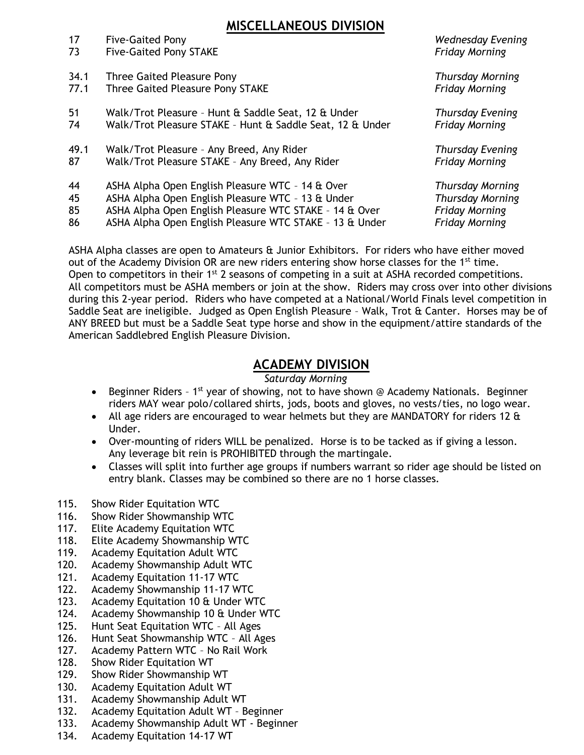## MISCELLANEOUS DIVISION

| | | |
|---|---|---|
| 17 | Five-Gaited Pony | *Wednesday Evening* |
| 73 | Five-Gaited Pony STAKE | *Friday Morning* |
| | | |
| 34.1 | Three Gaited Pleasure Pony | *Thursday Morning* |
| 77.1 | Three Gaited Pleasure Pony STAKE | *Friday Morning* |
| | | |
| 51 | Walk/Trot Pleasure – Hunt & Saddle Seat, 12 & Under | *Thursday Evening* |
| 74 | Walk/Trot Pleasure STAKE – Hunt & Saddle Seat, 12 & Under | *Friday Morning* |
| | | |
| 49.1 | Walk/Trot Pleasure – Any Breed, Any Rider | *Thursday Evening* |
| 87 | Walk/Trot Pleasure STAKE – Any Breed, Any Rider | *Friday Morning* |
| | | |
| 44 | ASHA Alpha Open English Pleasure WTC – 14 & Over | *Thursday Morning* |
| 45 | ASHA Alpha Open English Pleasure WTC – 13 & Under | *Thursday Morning* |
| 85 | ASHA Alpha Open English Pleasure WTC STAKE – 14 & Over | *Friday Morning* |
| 86 | ASHA Alpha Open English Pleasure WTC STAKE – 13 & Under | *Friday Morning* |

ASHA Alpha classes are open to Amateurs & Junior Exhibitors. For riders who have either moved out of the Academy Division OR are new riders entering show horse classes for the 1st time. Open to competitors in their 1st 2 seasons of competing in a suit at ASHA recorded competitions. All competitors must be ASHA members or join at the show. Riders may cross over into other divisions during this 2-year period. Riders who have competed at a National/World Finals level competition in Saddle Seat are ineligible. Judged as Open English Pleasure – Walk, Trot & Canter. Horses may be of ANY BREED but must be a Saddle Seat type horse and show in the equipment/attire standards of the American Saddlebred English Pleasure Division.

## ACADEMY DIVISION

*Saturday Morning*

- Beginner Riders – 1st year of showing, not to have shown @ Academy Nationals. Beginner riders MAY wear polo/collared shirts, jods, boots and gloves, no vests/ties, no logo wear.
- All age riders are encouraged to wear helmets but they are MANDATORY for riders 12 & Under.
- Over-mounting of riders WILL be penalized. Horse is to be tacked as if giving a lesson. Any leverage bit rein is PROHIBITED through the martingale.
- Classes will split into further age groups if numbers warrant so rider age should be listed on entry blank. Classes may be combined so there are no 1 horse classes.

115. Show Rider Equitation WTC
116. Show Rider Showmanship WTC
117. Elite Academy Equitation WTC
118. Elite Academy Showmanship WTC
119. Academy Equitation Adult WTC
120. Academy Showmanship Adult WTC
121. Academy Equitation 11-17 WTC
122. Academy Showmanship 11-17 WTC
123. Academy Equitation 10 & Under WTC
124. Academy Showmanship 10 & Under WTC
125. Hunt Seat Equitation WTC – All Ages
126. Hunt Seat Showmanship WTC – All Ages
127. Academy Pattern WTC – No Rail Work
128. Show Rider Equitation WT
129. Show Rider Showmanship WT
130. Academy Equitation Adult WT
131. Academy Showmanship Adult WT
132. Academy Equitation Adult WT – Beginner
133. Academy Showmanship Adult WT - Beginner
134. Academy Equitation 14-17 WT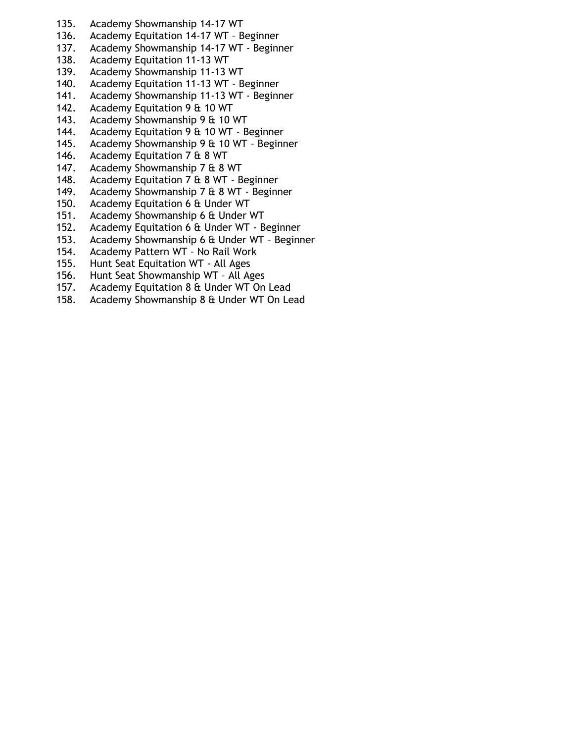135. Academy Showmanship 14-17 WT
136. Academy Equitation 14-17 WT – Beginner
137. Academy Showmanship 14-17 WT - Beginner
138. Academy Equitation 11-13 WT
139. Academy Showmanship 11-13 WT
140. Academy Equitation 11-13 WT - Beginner
141. Academy Showmanship 11-13 WT - Beginner
142. Academy Equitation 9 & 10 WT
143. Academy Showmanship 9 & 10 WT
144. Academy Equitation 9 & 10 WT - Beginner
145. Academy Showmanship 9 & 10 WT – Beginner
146. Academy Equitation 7 & 8 WT
147. Academy Showmanship 7 & 8 WT
148. Academy Equitation 7 & 8 WT - Beginner
149. Academy Showmanship 7 & 8 WT - Beginner
150. Academy Equitation 6 & Under WT
151. Academy Showmanship 6 & Under WT
152. Academy Equitation 6 & Under WT - Beginner
153. Academy Showmanship 6 & Under WT – Beginner
154. Academy Pattern WT – No Rail Work
155. Hunt Seat Equitation WT - All Ages
156. Hunt Seat Showmanship WT – All Ages
157. Academy Equitation 8 & Under WT On Lead
158. Academy Showmanship 8 & Under WT On Lead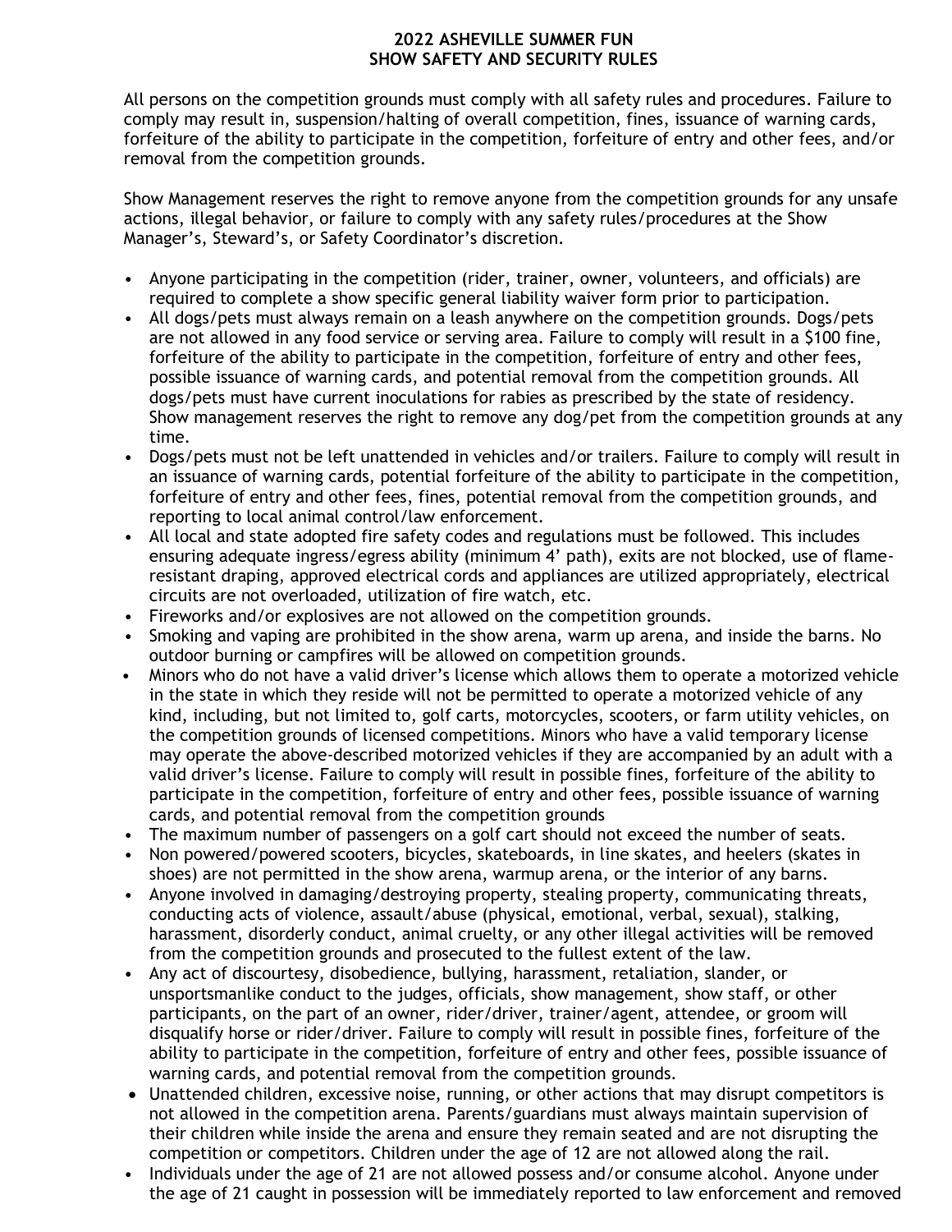# 2022 ASHEVILLE SUMMER FUN
## SHOW SAFETY AND SECURITY RULES

All persons on the competition grounds must comply with all safety rules and procedures. Failure to comply may result in, suspension/halting of overall competition, fines, issuance of warning cards, forfeiture of the ability to participate in the competition, forfeiture of entry and other fees, and/or removal from the competition grounds.

Show Management reserves the right to remove anyone from the competition grounds for any unsafe actions, illegal behavior, or failure to comply with any safety rules/procedures at the Show Manager's, Steward's, or Safety Coordinator's discretion.

- Anyone participating in the competition (rider, trainer, owner, volunteers, and officials) are required to complete a show specific general liability waiver form prior to participation.
- All dogs/pets must always remain on a leash anywhere on the competition grounds. Dogs/pets are not allowed in any food service or serving area. Failure to comply will result in a $100 fine, forfeiture of the ability to participate in the competition, forfeiture of entry and other fees, possible issuance of warning cards, and potential removal from the competition grounds. All dogs/pets must have current inoculations for rabies as prescribed by the state of residency. Show management reserves the right to remove any dog/pet from the competition grounds at any time.
- Dogs/pets must not be left unattended in vehicles and/or trailers. Failure to comply will result in an issuance of warning cards, potential forfeiture of the ability to participate in the competition, forfeiture of entry and other fees, fines, potential removal from the competition grounds, and reporting to local animal control/law enforcement.
- All local and state adopted fire safety codes and regulations must be followed. This includes ensuring adequate ingress/egress ability (minimum 4' path), exits are not blocked, use of flame-resistant draping, approved electrical cords and appliances are utilized appropriately, electrical circuits are not overloaded, utilization of fire watch, etc.
- Fireworks and/or explosives are not allowed on the competition grounds.
- Smoking and vaping are prohibited in the show arena, warm up arena, and inside the barns. No outdoor burning or campfires will be allowed on competition grounds.
- Minors who do not have a valid driver's license which allows them to operate a motorized vehicle in the state in which they reside will not be permitted to operate a motorized vehicle of any kind, including, but not limited to, golf carts, motorcycles, scooters, or farm utility vehicles, on the competition grounds of licensed competitions. Minors who have a valid temporary license may operate the above-described motorized vehicles if they are accompanied by an adult with a valid driver's license. Failure to comply will result in possible fines, forfeiture of the ability to participate in the competition, forfeiture of entry and other fees, possible issuance of warning cards, and potential removal from the competition grounds
- The maximum number of passengers on a golf cart should not exceed the number of seats.
- Non powered/powered scooters, bicycles, skateboards, in line skates, and heelers (skates in shoes) are not permitted in the show arena, warmup arena, or the interior of any barns.
- Anyone involved in damaging/destroying property, stealing property, communicating threats, conducting acts of violence, assault/abuse (physical, emotional, verbal, sexual), stalking, harassment, disorderly conduct, animal cruelty, or any other illegal activities will be removed from the competition grounds and prosecuted to the fullest extent of the law.
- Any act of discourtesy, disobedience, bullying, harassment, retaliation, slander, or unsportsmanlike conduct to the judges, officials, show management, show staff, or other participants, on the part of an owner, rider/driver, trainer/agent, attendee, or groom will disqualify horse or rider/driver. Failure to comply will result in possible fines, forfeiture of the ability to participate in the competition, forfeiture of entry and other fees, possible issuance of warning cards, and potential removal from the competition grounds.
- Unattended children, excessive noise, running, or other actions that may disrupt competitors is not allowed in the competition arena. Parents/guardians must always maintain supervision of their children while inside the arena and ensure they remain seated and are not disrupting the competition or competitors. Children under the age of 12 are not allowed along the rail.
- Individuals under the age of 21 are not allowed possess and/or consume alcohol. Anyone under the age of 21 caught in possession will be immediately reported to law enforcement and removed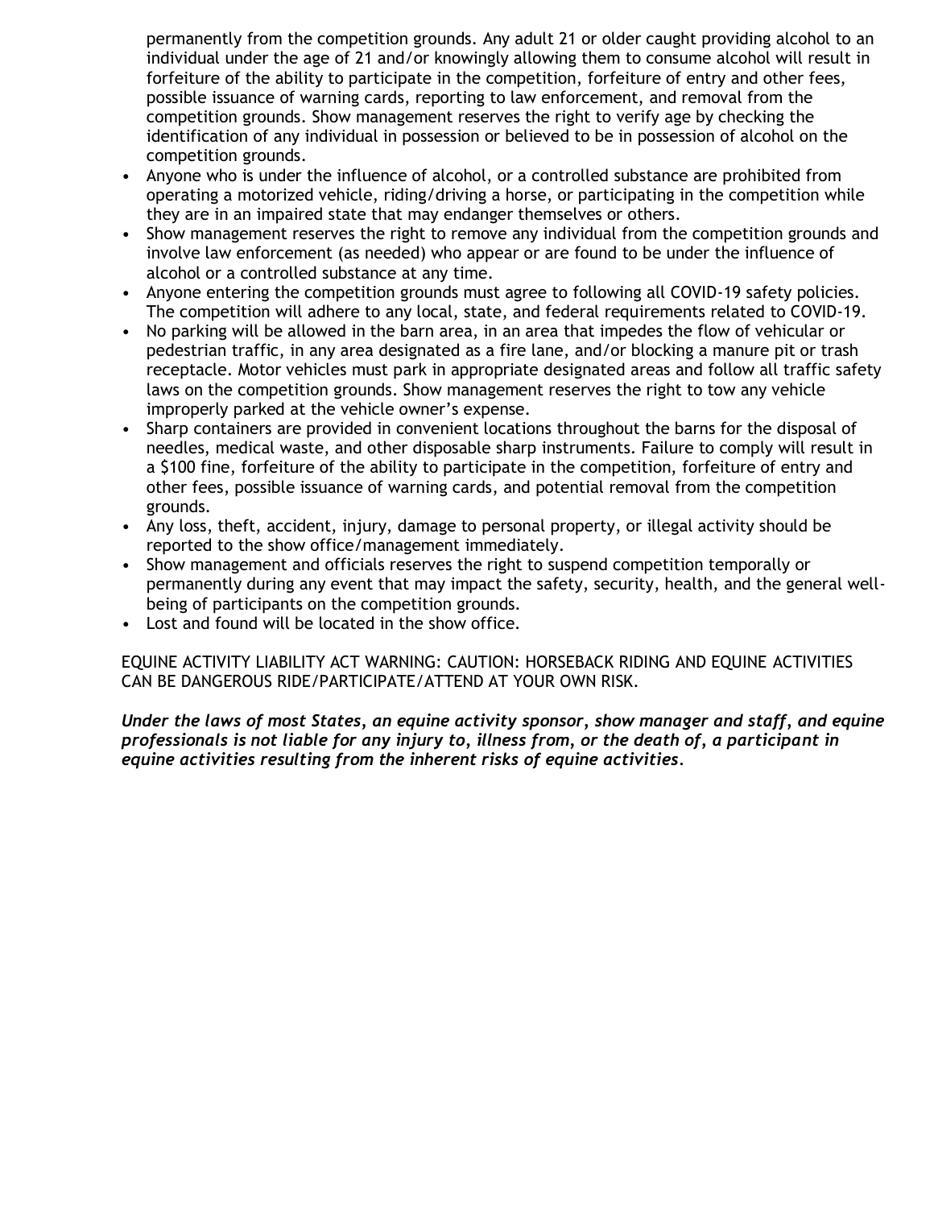permanently from the competition grounds. Any adult 21 or older caught providing alcohol to an individual under the age of 21 and/or knowingly allowing them to consume alcohol will result in forfeiture of the ability to participate in the competition, forfeiture of entry and other fees, possible issuance of warning cards, reporting to law enforcement, and removal from the competition grounds. Show management reserves the right to verify age by checking the identification of any individual in possession or believed to be in possession of alcohol on the competition grounds.

- Anyone who is under the influence of alcohol, or a controlled substance are prohibited from operating a motorized vehicle, riding/driving a horse, or participating in the competition while they are in an impaired state that may endanger themselves or others.
- Show management reserves the right to remove any individual from the competition grounds and involve law enforcement (as needed) who appear or are found to be under the influence of alcohol or a controlled substance at any time.
- Anyone entering the competition grounds must agree to following all COVID-19 safety policies. The competition will adhere to any local, state, and federal requirements related to COVID-19.
- No parking will be allowed in the barn area, in an area that impedes the flow of vehicular or pedestrian traffic, in any area designated as a fire lane, and/or blocking a manure pit or trash receptacle. Motor vehicles must park in appropriate designated areas and follow all traffic safety laws on the competition grounds. Show management reserves the right to tow any vehicle improperly parked at the vehicle owner's expense.
- Sharp containers are provided in convenient locations throughout the barns for the disposal of needles, medical waste, and other disposable sharp instruments. Failure to comply will result in a $100 fine, forfeiture of the ability to participate in the competition, forfeiture of entry and other fees, possible issuance of warning cards, and potential removal from the competition grounds.
- Any loss, theft, accident, injury, damage to personal property, or illegal activity should be reported to the show office/management immediately.
- Show management and officials reserves the right to suspend competition temporally or permanently during any event that may impact the safety, security, health, and the general well-being of participants on the competition grounds.
- Lost and found will be located in the show office.

EQUINE ACTIVITY LIABILITY ACT WARNING: CAUTION: HORSEBACK RIDING AND EQUINE ACTIVITIES CAN BE DANGEROUS RIDE/PARTICIPATE/ATTEND AT YOUR OWN RISK.

***Under the laws of most States, an equine activity sponsor, show manager and staff, and equine professionals is not liable for any injury to, illness from, or the death of, a participant in equine activities resulting from the inherent risks of equine activities.***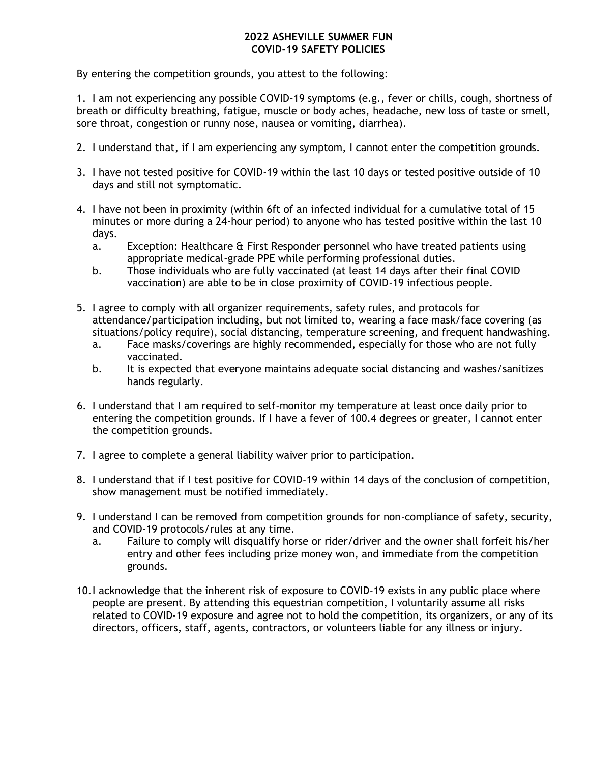# 2022 ASHEVILLE SUMMER FUN
# COVID-19 SAFETY POLICIES

By entering the competition grounds, you attest to the following:

1. I am not experiencing any possible COVID-19 symptoms (e.g., fever or chills, cough, shortness of breath or difficulty breathing, fatigue, muscle or body aches, headache, new loss of taste or smell, sore throat, congestion or runny nose, nausea or vomiting, diarrhea).

2. I understand that, if I am experiencing any symptom, I cannot enter the competition grounds.

3. I have not tested positive for COVID-19 within the last 10 days or tested positive outside of 10 days and still not symptomatic.

4. I have not been in proximity (within 6ft of an infected individual for a cumulative total of 15 minutes or more during a 24-hour period) to anyone who has tested positive within the last 10 days.
   a. Exception: Healthcare & First Responder personnel who have treated patients using appropriate medical-grade PPE while performing professional duties.
   b. Those individuals who are fully vaccinated (at least 14 days after their final COVID vaccination) are able to be in close proximity of COVID-19 infectious people.

5. I agree to comply with all organizer requirements, safety rules, and protocols for attendance/participation including, but not limited to, wearing a face mask/face covering (as situations/policy require), social distancing, temperature screening, and frequent handwashing.
   a. Face masks/coverings are highly recommended, especially for those who are not fully vaccinated.
   b. It is expected that everyone maintains adequate social distancing and washes/sanitizes hands regularly.

6. I understand that I am required to self-monitor my temperature at least once daily prior to entering the competition grounds. If I have a fever of 100.4 degrees or greater, I cannot enter the competition grounds.

7. I agree to complete a general liability waiver prior to participation.

8. I understand that if I test positive for COVID-19 within 14 days of the conclusion of competition, show management must be notified immediately.

9. I understand I can be removed from competition grounds for non-compliance of safety, security, and COVID-19 protocols/rules at any time.
   a. Failure to comply will disqualify horse or rider/driver and the owner shall forfeit his/her entry and other fees including prize money won, and immediate from the competition grounds.

10. I acknowledge that the inherent risk of exposure to COVID-19 exists in any public place where people are present. By attending this equestrian competition, I voluntarily assume all risks related to COVID-19 exposure and agree not to hold the competition, its organizers, or any of its directors, officers, staff, agents, contractors, or volunteers liable for any illness or injury.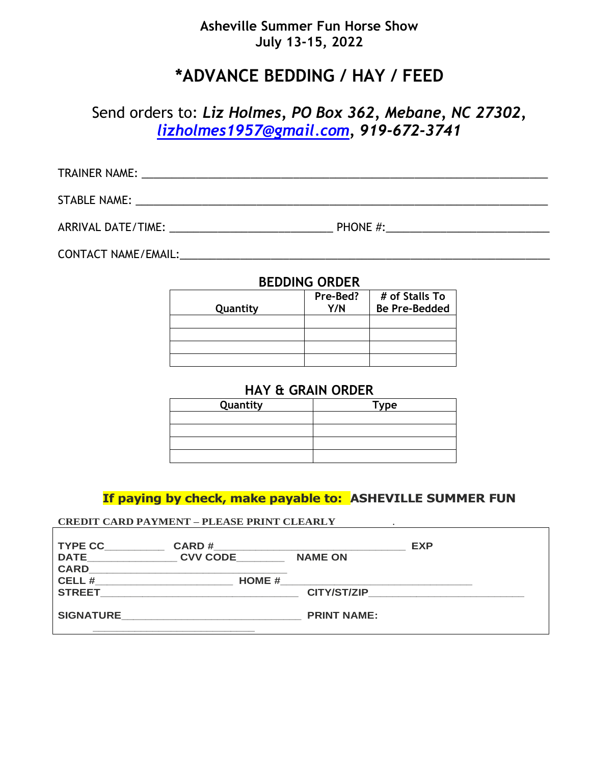**Asheville Summer Fun Horse Show**
**July 13-15, 2022**

# *ADVANCE BEDDING / HAY / FEED

## Send orders to: *Liz Holmes, PO Box 362, Mebane, NC 27302, lizholmes1957@gmail.com, 919-672-3741*

TRAINER NAME: ___________________________________________________________________

STABLE NAME: ___________________________________________________________________

ARRIVAL DATE/TIME: ___________________________ PHONE #:___________________________

CONTACT NAME/EMAIL:___________________________________________________________

### BEDDING ORDER

| Quantity | Pre-Bed? Y/N | # of Stalls To Be Pre-Bedded |
|---|---|---|
| | | |
| | | |
| | | |
| | | |

### HAY & GRAIN ORDER

| Quantity | Type |
|---|---|
| | |
| | |
| | |
| | |

**If paying by check, make payable to: ASHEVILLE SUMMER FUN**

**CREDIT CARD PAYMENT – PLEASE PRINT CLEARLY**

**TYPE CC**__________ **CARD #**_________________________________ **EXP DATE**_______________ **CVV CODE**________ **NAME ON CARD**_________________________________
**CELL #**________________________ **HOME #**_________________________________
**STREET**_________________________________ **CITY/ST/ZIP**_________________________

**SIGNATURE**_____________________________ **PRINT NAME:** ___________________________